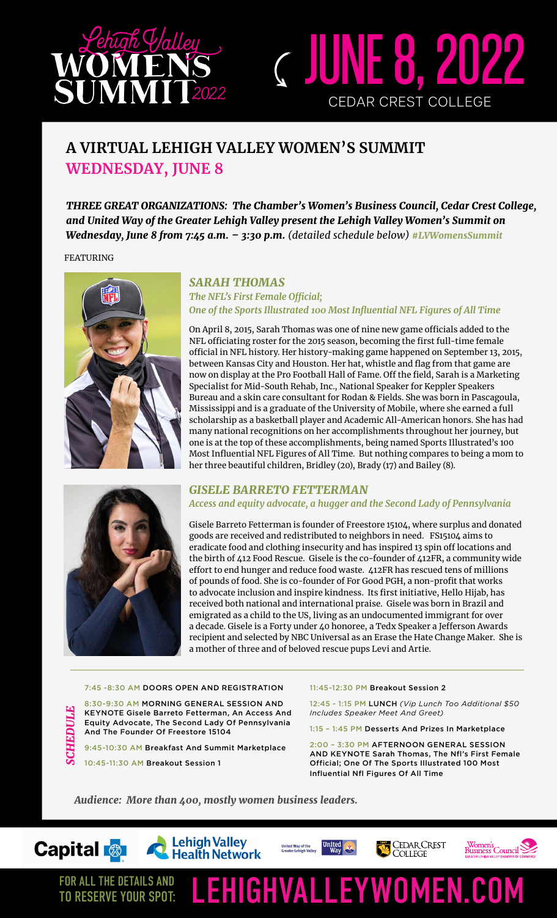# Lehigh Valley WOMENS SUMMIT 2022

# JUNE 8, 2022

CEDAR CREST COLLEGE

## A VIRTUAL LEHIGH VALLEY WOMEN'S SUMMIT
## WEDNESDAY, JUNE 8

***THREE GREAT ORGANIZATIONS: The Chamber's Women's Business Council, Cedar Crest College, and United Way of the Greater Lehigh Valley present the Lehigh Valley Women's Summit on Wednesday, June 8 from 7:45 a.m. – 3:30 p.m.*** *(detailed schedule below)* ***#LVWomensSummit***

FEATURING

### *SARAH THOMAS*

***The NFL's First Female Official; One of the Sports Illustrated 100 Most Influential NFL Figures of All Time***

On April 8, 2015, Sarah Thomas was one of nine new game officials added to the NFL officiating roster for the 2015 season, becoming the first full-time female official in NFL history. Her history-making game happened on September 13, 2015, between Kansas City and Houston. Her hat, whistle and flag from that game are now on display at the Pro Football Hall of Fame. Off the field, Sarah is a Marketing Specialist for Mid-South Rehab, Inc., National Speaker for Keppler Speakers Bureau and a skin care consultant for Rodan & Fields. She was born in Pascagoula, Mississippi and is a graduate of the University of Mobile, where she earned a full scholarship as a basketball player and Academic All-American honors. She has had many national recognitions on her accomplishments throughout her journey, but one is at the top of these accomplishments, being named Sports Illustrated's 100 Most Influential NFL Figures of All Time. But nothing compares to being a mom to her three beautiful children, Bridley (20), Brady (17) and Bailey (8).

### *GISELE BARRETO FETTERMAN*

***Access and equity advocate, a hugger and the Second Lady of Pennsylvania***

Gisele Barreto Fetterman is founder of Freestore 15104, where surplus and donated goods are received and redistributed to neighbors in need. FS15104 aims to eradicate food and clothing insecurity and has inspired 13 spin off locations and the birth of 412 Food Rescue. Gisele is the co-founder of 412FR, a community wide effort to end hunger and reduce food waste. 412FR has rescued tens of millions of pounds of food. She is co-founder of For Good PGH, a non-profit that works to advocate inclusion and inspire kindness. Its first initiative, Hello Hijab, has received both national and international praise. Gisele was born in Brazil and emigrated as a child to the US, living as an undocumented immigrant for over a decade. Gisele is a Forty under 40 honoree, a Tedx Speaker a Jefferson Awards recipient and selected by NBC Universal as an Erase the Hate Change Maker. She is a mother of three and of beloved rescue pups Levi and Artie.

### *SCHEDULE*

- 7:45 -8:30 AM **DOORS OPEN AND REGISTRATION**
- 8:30-9:30 AM **MORNING GENERAL SESSION AND KEYNOTE Gisele Barreto Fetterman, An Access And Equity Advocate, The Second Lady Of Pennsylvania And The Founder Of Freestore 15104**
- 9:45-10:30 AM **Breakfast And Summit Marketplace**
- 10:45-11:30 AM **Breakout Session 1**
- 11:45-12:30 PM **Breakout Session 2**
- 12:45 - 1:15 PM **LUNCH** *(Vip Lunch Too Additional $50 Includes Speaker Meet And Greet)*
- 1:15 – 1:45 PM **Desserts And Prizes In Marketplace**
- 2:00 – 3:30 PM **AFTERNOON GENERAL SESSION AND KEYNOTE Sarah Thomas, The Nfl's First Female Official; One Of The Sports Illustrated 100 Most Influential Nfl Figures Of All Time**

***Audience: More than 400, mostly women business leaders.***

Capital BlueCross | Lehigh Valley Health Network | United Way of the Greater Lehigh Valley | Cedar Crest College | Women's Business Council, Greater Lehigh Valley Chamber of Commerce

FOR ALL THE DETAILS AND TO RESERVE YOUR SPOT: **LEHIGHVALLEYWOMEN.COM**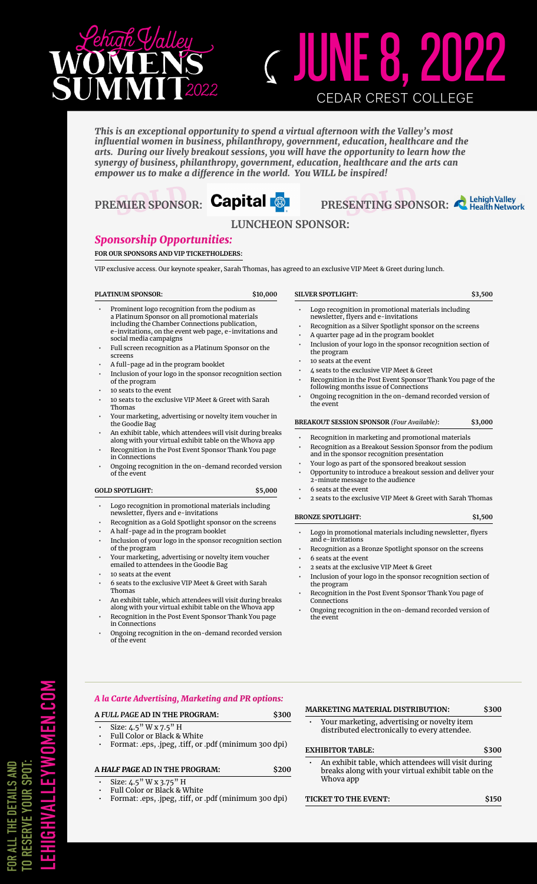# Lehigh Valley WOMENS SUMMIT 2022

# JUNE 8, 2022

CEDAR CREST COLLEGE

***This is an exceptional opportunity to spend a virtual afternoon with the Valley's most influential women in business, philanthropy, government, education, healthcare and the arts. During our lively breakout sessions, you will have the opportunity to learn how the synergy of business, philanthropy, government, education, healthcare and the arts can empower us to make a difference in the world. You WILL be inspired!***

**PREMIER SPONSOR:** SOLD Capital

**PRESENTING SPONSOR:** SOLD Lehigh Valley Health Network

**LUNCHEON SPONSOR:**

## *Sponsorship Opportunities:*

**FOR OUR SPONSORS AND VIP TICKETHOLDERS:**

VIP exclusive access. Our keynote speaker, Sarah Thomas, has agreed to an exclusive VIP Meet & Greet during lunch.

### PLATINUM SPONSOR: $10,000

- Prominent logo recognition from the podium as a Platinum Sponsor on all promotional materials including the Chamber Connections publication, e-invitations, on the event web page, e-invitations and social media campaigns
- Full screen recognition as a Platinum Sponsor on the screens
- A full-page ad in the program booklet
- Inclusion of your logo in the sponsor recognition section of the program
- 10 seats to the event
- 10 seats to the exclusive VIP Meet & Greet with Sarah Thomas
- Your marketing, advertising or novelty item voucher in the Goodie Bag
- An exhibit table, which attendees will visit during breaks along with your virtual exhibit table on the Whova app
- Recognition in the Post Event Sponsor Thank You page in Connections
- Ongoing recognition in the on-demand recorded version of the event

### GOLD SPOTLIGHT: $5,000

- Logo recognition in promotional materials including newsletter, flyers and e-invitations
- Recognition as a Gold Spotlight sponsor on the screens
- A half-page ad in the program booklet
- Inclusion of your logo in the sponsor recognition section of the program
- Your marketing, advertising or novelty item voucher emailed to attendees in the Goodie Bag
- 10 seats at the event
- 6 seats to the exclusive VIP Meet & Greet with Sarah Thomas
- An exhibit table, which attendees will visit during breaks along with your virtual exhibit table on the Whova app
- Recognition in the Post Event Sponsor Thank You page in Connections
- Ongoing recognition in the on-demand recorded version of the event

### SILVER SPOTLIGHT: $3,500

- Logo recognition in promotional materials including newsletter, flyers and e-invitations
- Recognition as a Silver Spotlight sponsor on the screens
- A quarter page ad in the program booklet
- Inclusion of your logo in the sponsor recognition section of the program
- 10 seats at the event
- 4 seats to the exclusive VIP Meet & Greet
- Recognition in the Post Event Sponsor Thank You page of the following months issue of Connections
- Ongoing recognition in the on-demand recorded version of the event

### BREAKOUT SESSION SPONSOR *(Four Available)*: $3,000

- Recognition in marketing and promotional materials
- Recognition as a Breakout Session Sponsor from the podium and in the sponsor recognition presentation
- Your logo as part of the sponsored breakout session
- Opportunity to introduce a breakout session and deliver your 2-minute message to the audience
- 6 seats at the event
- 2 seats to the exclusive VIP Meet & Greet with Sarah Thomas

### BRONZE SPOTLIGHT: $1,500

- Logo in promotional materials including newsletter, flyers and e-invitations
- Recognition as a Bronze Spotlight sponsor on the screens
- 6 seats at the event
- 2 seats at the exclusive VIP Meet & Greet
- Inclusion of your logo in the sponsor recognition section of the program
- Recognition in the Post Event Sponsor Thank You page of Connections
- Ongoing recognition in the on-demand recorded version of the event

## *A la Carte Advertising, Marketing and PR options:*

### A *FULL PAGE* AD IN THE PROGRAM: $300

- Size: 4.5" W x 7.5" H
- Full Color or Black & White
- Format: .eps, .jpeg, .tiff, or .pdf (minimum 300 dpi)

### A *HALF PAGE* AD IN THE PROGRAM: $200

- Size: 4.5" W x 3.75" H
- Full Color or Black & White
- Format: .eps, .jpeg, .tiff, or .pdf (minimum 300 dpi)

### MARKETING MATERIAL DISTRIBUTION: $300

- Your marketing, advertising or novelty item distributed electronically to every attendee.

### EXHIBITOR TABLE: $300

- An exhibit table, which attendees will visit during breaks along with your virtual exhibit table on the Whova app

### TICKET TO THE EVENT: $150

FOR ALL THE DETAILS AND TO RESERVE YOUR SPOT: LEHIGHVALLEYWOMEN.COM